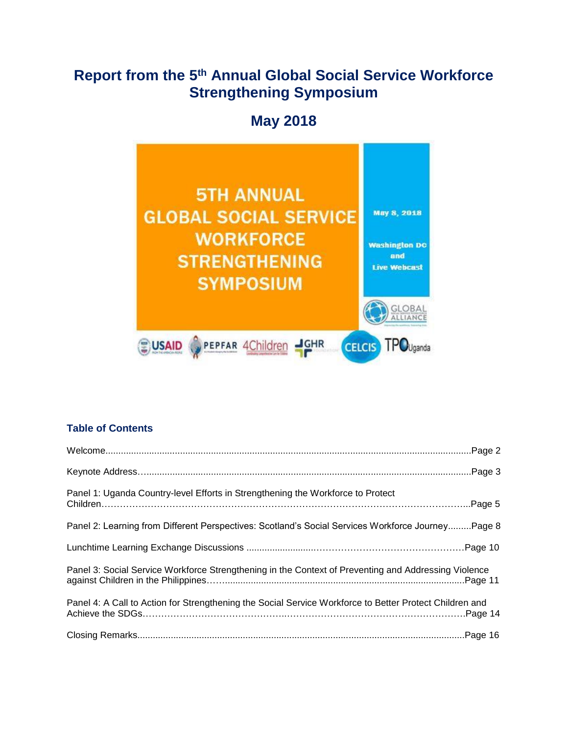# Report from the 5th Annual Global Social Service Workforce Strengthening Symposium

## May 2018

5TH ANNUAL GLOBAL SOCIAL SERVICE WORKFORCE STRENGTHENING SYMPOSIUM

May 8, 2018

Washington DC and Live Webcast

### Table of Contents

| | |
|---|---|
| Welcome | Page 2 |
| Keynote Address | Page 3 |
| Panel 1: Uganda Country-level Efforts in Strengthening the Workforce to Protect Children | Page 5 |
| Panel 2: Learning from Different Perspectives: Scotland's Social Services Workforce Journey | Page 8 |
| Lunchtime Learning Exchange Discussions | Page 10 |
| Panel 3: Social Service Workforce Strengthening in the Context of Preventing and Addressing Violence against Children in the Philippines | Page 11 |
| Panel 4: A Call to Action for Strengthening the Social Service Workforce to Better Protect Children and Achieve the SDGs | Page 14 |
| Closing Remarks | Page 16 |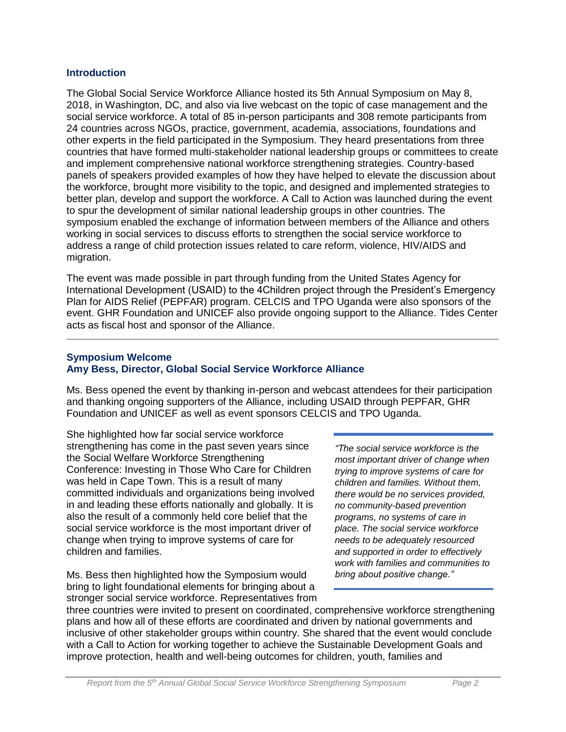## Introduction

The Global Social Service Workforce Alliance hosted its 5th Annual Symposium on May 8, 2018, in Washington, DC, and also via live webcast on the topic of case management and the social service workforce. A total of 85 in-person participants and 308 remote participants from 24 countries across NGOs, practice, government, academia, associations, foundations and other experts in the field participated in the Symposium. They heard presentations from three countries that have formed multi-stakeholder national leadership groups or committees to create and implement comprehensive national workforce strengthening strategies. Country-based panels of speakers provided examples of how they have helped to elevate the discussion about the workforce, brought more visibility to the topic, and designed and implemented strategies to better plan, develop and support the workforce. A Call to Action was launched during the event to spur the development of similar national leadership groups in other countries. The symposium enabled the exchange of information between members of the Alliance and others working in social services to discuss efforts to strengthen the social service workforce to address a range of child protection issues related to care reform, violence, HIV/AIDS and migration.

The event was made possible in part through funding from the United States Agency for International Development (USAID) to the 4Children project through the President's Emergency Plan for AIDS Relief (PEPFAR) program. CELCIS and TPO Uganda were also sponsors of the event. GHR Foundation and UNICEF also provide ongoing support to the Alliance. Tides Center acts as fiscal host and sponsor of the Alliance.

---

## Symposium Welcome
### Amy Bess, Director, Global Social Service Workforce Alliance

Ms. Bess opened the event by thanking in-person and webcast attendees for their participation and thanking ongoing supporters of the Alliance, including USAID through PEPFAR, GHR Foundation and UNICEF as well as event sponsors CELCIS and TPO Uganda.

She highlighted how far social service workforce strengthening has come in the past seven years since the Social Welfare Workforce Strengthening Conference: Investing in Those Who Care for Children was held in Cape Town. This is a result of many committed individuals and organizations being involved in and leading these efforts nationally and globally. It is also the result of a commonly held core belief that the social service workforce is the most important driver of change when trying to improve systems of care for children and families.

> *"The social service workforce is the most important driver of change when trying to improve systems of care for children and families. Without them, there would be no services provided, no community-based prevention programs, no systems of care in place. The social service workforce needs to be adequately resourced and supported in order to effectively work with families and communities to bring about positive change."*

Ms. Bess then highlighted how the Symposium would bring to light foundational elements for bringing about a stronger social service workforce. Representatives from three countries were invited to present on coordinated, comprehensive workforce strengthening plans and how all of these efforts are coordinated and driven by national governments and inclusive of other stakeholder groups within country. She shared that the event would conclude with a Call to Action for working together to achieve the Sustainable Development Goals and improve protection, health and well-being outcomes for children, youth, families and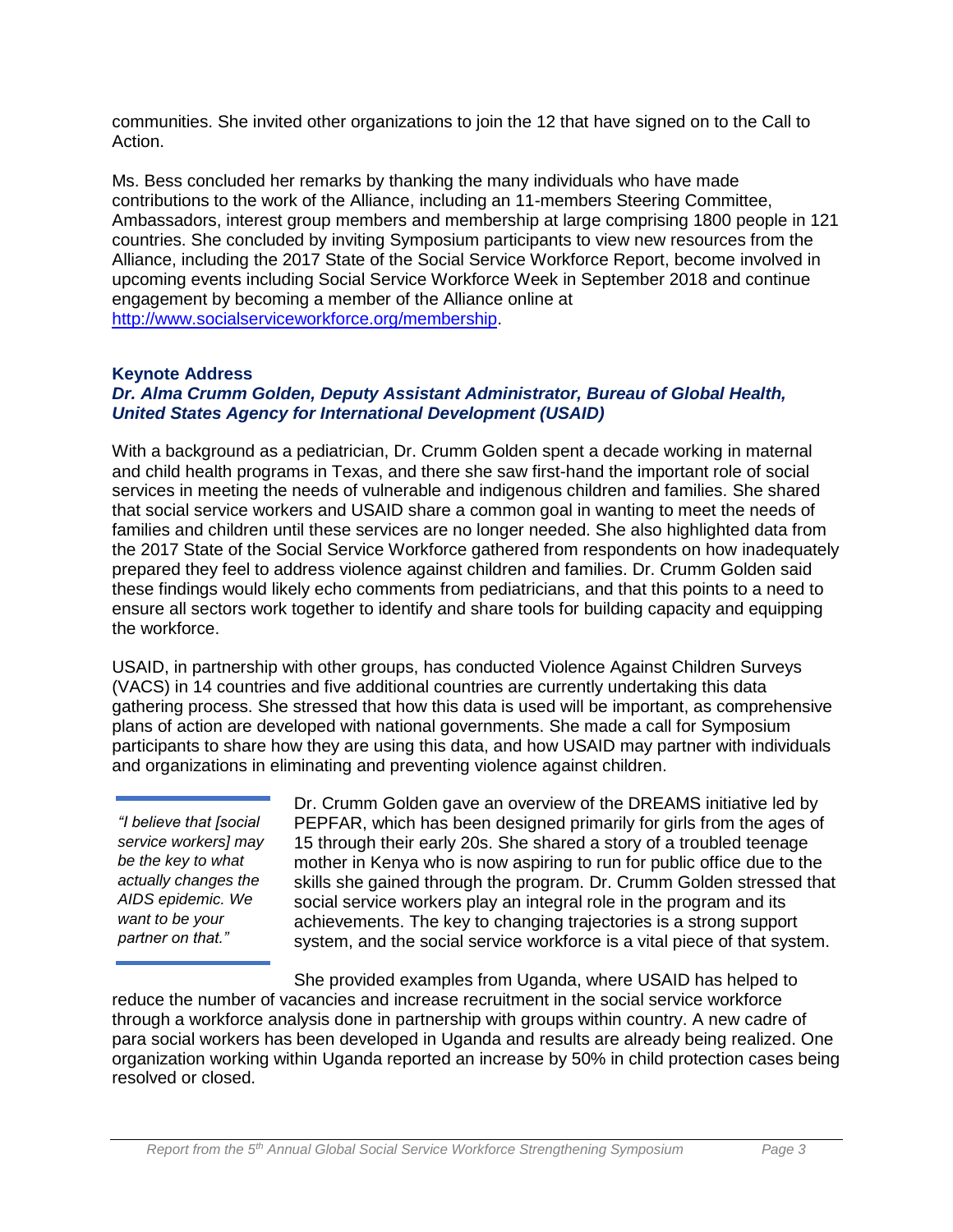communities. She invited other organizations to join the 12 that have signed on to the Call to Action.

Ms. Bess concluded her remarks by thanking the many individuals who have made contributions to the work of the Alliance, including an 11-members Steering Committee, Ambassadors, interest group members and membership at large comprising 1800 people in 121 countries. She concluded by inviting Symposium participants to view new resources from the Alliance, including the 2017 State of the Social Service Workforce Report, become involved in upcoming events including Social Service Workforce Week in September 2018 and continue engagement by becoming a member of the Alliance online at [http://www.socialserviceworkforce.org/membership](http://www.socialserviceworkforce.org/membership).

## Keynote Address

### *Dr. Alma Crumm Golden, Deputy Assistant Administrator, Bureau of Global Health, United States Agency for International Development (USAID)*

With a background as a pediatrician, Dr. Crumm Golden spent a decade working in maternal and child health programs in Texas, and there she saw first-hand the important role of social services in meeting the needs of vulnerable and indigenous children and families. She shared that social service workers and USAID share a common goal in wanting to meet the needs of families and children until these services are no longer needed. She also highlighted data from the 2017 State of the Social Service Workforce gathered from respondents on how inadequately prepared they feel to address violence against children and families. Dr. Crumm Golden said these findings would likely echo comments from pediatricians, and that this points to a need to ensure all sectors work together to identify and share tools for building capacity and equipping the workforce.

USAID, in partnership with other groups, has conducted Violence Against Children Surveys (VACS) in 14 countries and five additional countries are currently undertaking this data gathering process. She stressed that how this data is used will be important, as comprehensive plans of action are developed with national governments. She made a call for Symposium participants to share how they are using this data, and how USAID may partner with individuals and organizations in eliminating and preventing violence against children.

> *"I believe that [social service workers] may be the key to what actually changes the AIDS epidemic. We want to be your partner on that."*

Dr. Crumm Golden gave an overview of the DREAMS initiative led by PEPFAR, which has been designed primarily for girls from the ages of 15 through their early 20s. She shared a story of a troubled teenage mother in Kenya who is now aspiring to run for public office due to the skills she gained through the program. Dr. Crumm Golden stressed that social service workers play an integral role in the program and its achievements. The key to changing trajectories is a strong support system, and the social service workforce is a vital piece of that system.

She provided examples from Uganda, where USAID has helped to reduce the number of vacancies and increase recruitment in the social service workforce through a workforce analysis done in partnership with groups within country. A new cadre of para social workers has been developed in Uganda and results are already being realized. One organization working within Uganda reported an increase by 50% in child protection cases being resolved or closed.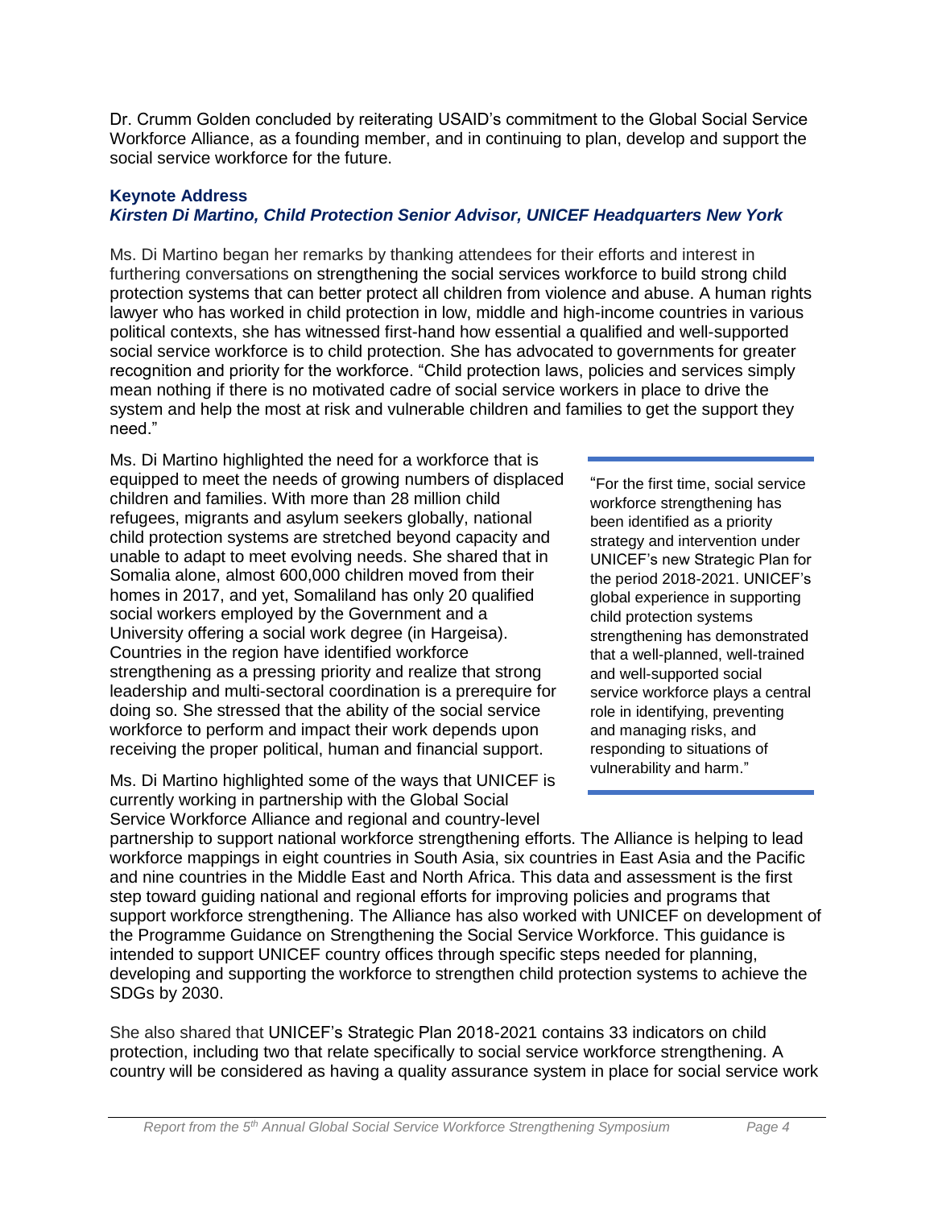Dr. Crumm Golden concluded by reiterating USAID's commitment to the Global Social Service Workforce Alliance, as a founding member, and in continuing to plan, develop and support the social service workforce for the future.

### Keynote Address

***Kirsten Di Martino, Child Protection Senior Advisor, UNICEF Headquarters New York***

Ms. Di Martino began her remarks by thanking attendees for their efforts and interest in furthering conversations on strengthening the social services workforce to build strong child protection systems that can better protect all children from violence and abuse. A human rights lawyer who has worked in child protection in low, middle and high-income countries in various political contexts, she has witnessed first-hand how essential a qualified and well-supported social service workforce is to child protection. She has advocated to governments for greater recognition and priority for the workforce. "Child protection laws, policies and services simply mean nothing if there is no motivated cadre of social service workers in place to drive the system and help the most at risk and vulnerable children and families to get the support they need."

Ms. Di Martino highlighted the need for a workforce that is equipped to meet the needs of growing numbers of displaced children and families. With more than 28 million child refugees, migrants and asylum seekers globally, national child protection systems are stretched beyond capacity and unable to adapt to meet evolving needs. She shared that in Somalia alone, almost 600,000 children moved from their homes in 2017, and yet, Somaliland has only 20 qualified social workers employed by the Government and a University offering a social work degree (in Hargeisa). Countries in the region have identified workforce strengthening as a pressing priority and realize that strong leadership and multi-sectoral coordination is a prerequire for doing so. She stressed that the ability of the social service workforce to perform and impact their work depends upon receiving the proper political, human and financial support.

> "For the first time, social service workforce strengthening has been identified as a priority strategy and intervention under UNICEF's new Strategic Plan for the period 2018-2021. UNICEF's global experience in supporting child protection systems strengthening has demonstrated that a well-planned, well-trained and well-supported social service workforce plays a central role in identifying, preventing and managing risks, and responding to situations of vulnerability and harm."

Ms. Di Martino highlighted some of the ways that UNICEF is currently working in partnership with the Global Social Service Workforce Alliance and regional and country-level partnership to support national workforce strengthening efforts. The Alliance is helping to lead workforce mappings in eight countries in South Asia, six countries in East Asia and the Pacific and nine countries in the Middle East and North Africa. This data and assessment is the first step toward guiding national and regional efforts for improving policies and programs that support workforce strengthening. The Alliance has also worked with UNICEF on development of the Programme Guidance on Strengthening the Social Service Workforce. This guidance is intended to support UNICEF country offices through specific steps needed for planning, developing and supporting the workforce to strengthen child protection systems to achieve the SDGs by 2030.

She also shared that UNICEF's Strategic Plan 2018-2021 contains 33 indicators on child protection, including two that relate specifically to social service workforce strengthening. A country will be considered as having a quality assurance system in place for social service work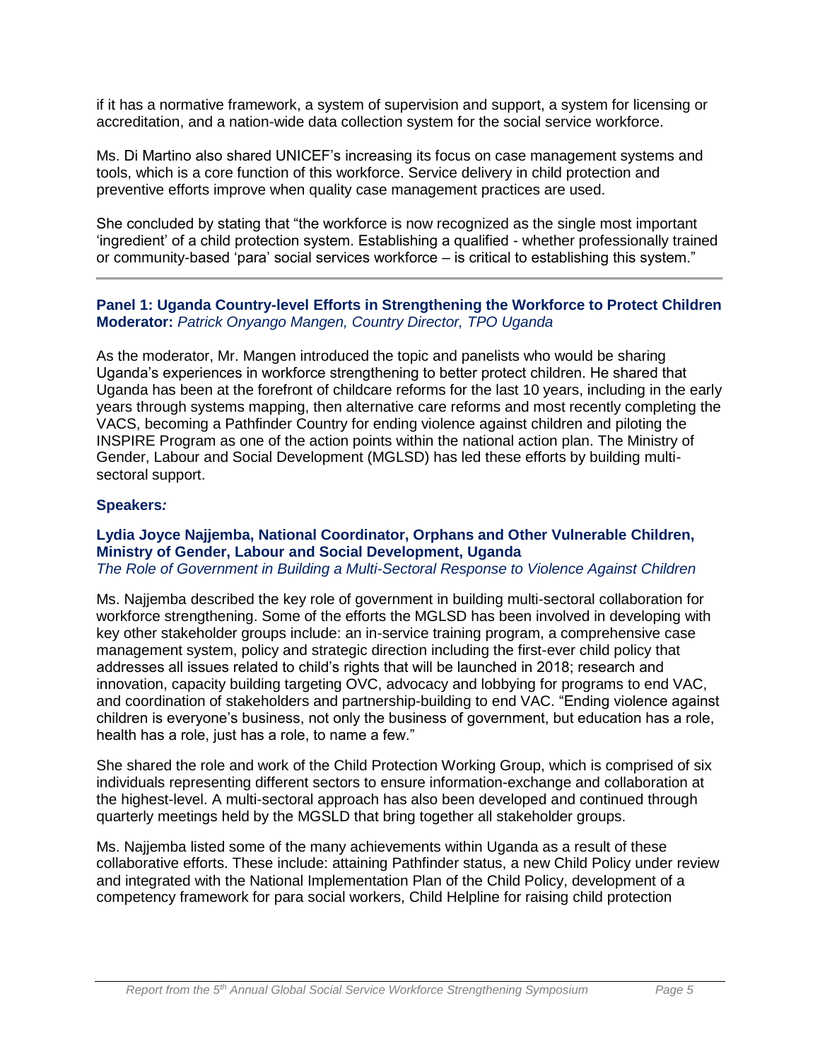if it has a normative framework, a system of supervision and support, a system for licensing or accreditation, and a nation-wide data collection system for the social service workforce.

Ms. Di Martino also shared UNICEF's increasing its focus on case management systems and tools, which is a core function of this workforce. Service delivery in child protection and preventive efforts improve when quality case management practices are used.

She concluded by stating that "the workforce is now recognized as the single most important 'ingredient' of a child protection system. Establishing a qualified - whether professionally trained or community-based 'para' social services workforce – is critical to establishing this system."

---

**Panel 1: Uganda Country-level Efforts in Strengthening the Workforce to Protect Children**
**Moderator:** *Patrick Onyango Mangen, Country Director, TPO Uganda*

As the moderator, Mr. Mangen introduced the topic and panelists who would be sharing Uganda's experiences in workforce strengthening to better protect children. He shared that Uganda has been at the forefront of childcare reforms for the last 10 years, including in the early years through systems mapping, then alternative care reforms and most recently completing the VACS, becoming a Pathfinder Country for ending violence against children and piloting the INSPIRE Program as one of the action points within the national action plan. The Ministry of Gender, Labour and Social Development (MGLSD) has led these efforts by building multi-sectoral support.

**Speakers*:***

**Lydia Joyce Najjemba, National Coordinator, Orphans and Other Vulnerable Children, Ministry of Gender, Labour and Social Development, Uganda**
*The Role of Government in Building a Multi-Sectoral Response to Violence Against Children*

Ms. Najjemba described the key role of government in building multi-sectoral collaboration for workforce strengthening. Some of the efforts the MGLSD has been involved in developing with key other stakeholder groups include: an in-service training program, a comprehensive case management system, policy and strategic direction including the first-ever child policy that addresses all issues related to child's rights that will be launched in 2018; research and innovation, capacity building targeting OVC, advocacy and lobbying for programs to end VAC, and coordination of stakeholders and partnership-building to end VAC. "Ending violence against children is everyone's business, not only the business of government, but education has a role, health has a role, just has a role, to name a few."

She shared the role and work of the Child Protection Working Group, which is comprised of six individuals representing different sectors to ensure information-exchange and collaboration at the highest-level. A multi-sectoral approach has also been developed and continued through quarterly meetings held by the MGSLD that bring together all stakeholder groups.

Ms. Najjemba listed some of the many achievements within Uganda as a result of these collaborative efforts. These include: attaining Pathfinder status, a new Child Policy under review and integrated with the National Implementation Plan of the Child Policy, development of a competency framework for para social workers, Child Helpline for raising child protection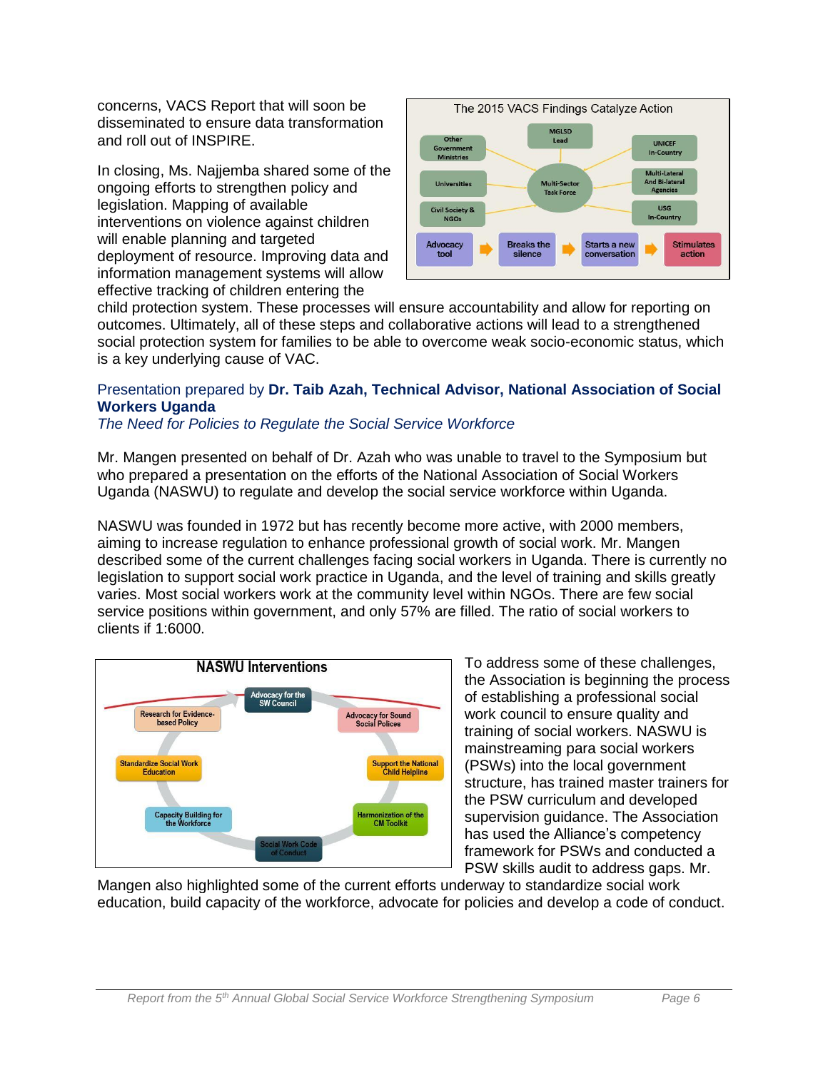concerns, VACS Report that will soon be disseminated to ensure data transformation and roll out of INSPIRE.

In closing, Ms. Najjemba shared some of the ongoing efforts to strengthen policy and legislation. Mapping of available interventions on violence against children will enable planning and targeted deployment of resource. Improving data and information management systems will allow effective tracking of children entering the child protection system. These processes will ensure accountability and allow for reporting on outcomes. Ultimately, all of these steps and collaborative actions will lead to a strengthened social protection system for families to be able to overcome weak socio-economic status, which is a key underlying cause of VAC.

### Presentation prepared by **Dr. Taib Azah, Technical Advisor, National Association of Social Workers Uganda**

*The Need for Policies to Regulate the Social Service Workforce*

Mr. Mangen presented on behalf of Dr. Azah who was unable to travel to the Symposium but who prepared a presentation on the efforts of the National Association of Social Workers Uganda (NASWU) to regulate and develop the social service workforce within Uganda.

NASWU was founded in 1972 but has recently become more active, with 2000 members, aiming to increase regulation to enhance professional growth of social work. Mr. Mangen described some of the current challenges facing social workers in Uganda. There is currently no legislation to support social work practice in Uganda, and the level of training and skills greatly varies. Most social workers work at the community level within NGOs. There are few social service positions within government, and only 57% are filled. The ratio of social workers to clients if 1:6000.

To address some of these challenges, the Association is beginning the process of establishing a professional social work council to ensure quality and training of social workers. NASWU is mainstreaming para social workers (PSWs) into the local government structure, has trained master trainers for the PSW curriculum and developed supervision guidance. The Association has used the Alliance's competency framework for PSWs and conducted a PSW skills audit to address gaps. Mr. Mangen also highlighted some of the current efforts underway to standardize social work education, build capacity of the workforce, advocate for policies and develop a code of conduct.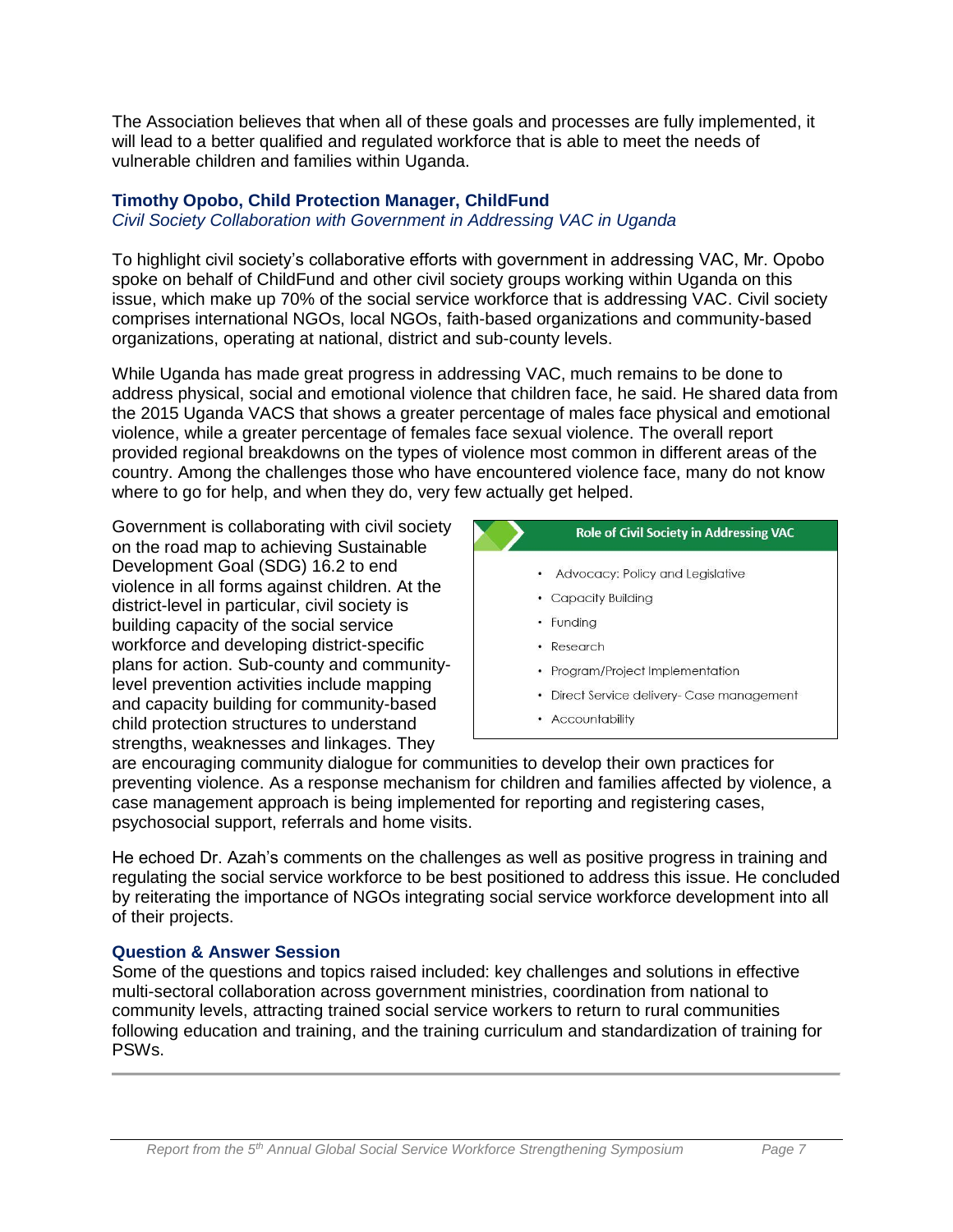The Association believes that when all of these goals and processes are fully implemented, it will lead to a better qualified and regulated workforce that is able to meet the needs of vulnerable children and families within Uganda.

### Timothy Opobo, Child Protection Manager, ChildFund

*Civil Society Collaboration with Government in Addressing VAC in Uganda*

To highlight civil society's collaborative efforts with government in addressing VAC, Mr. Opobo spoke on behalf of ChildFund and other civil society groups working within Uganda on this issue, which make up 70% of the social service workforce that is addressing VAC. Civil society comprises international NGOs, local NGOs, faith-based organizations and community-based organizations, operating at national, district and sub-county levels.

While Uganda has made great progress in addressing VAC, much remains to be done to address physical, social and emotional violence that children face, he said. He shared data from the 2015 Uganda VACS that shows a greater percentage of males face physical and emotional violence, while a greater percentage of females face sexual violence. The overall report provided regional breakdowns on the types of violence most common in different areas of the country. Among the challenges those who have encountered violence face, many do not know where to go for help, and when they do, very few actually get helped.

**Role of Civil Society in Addressing VAC**

- Advocacy: Policy and Legislative
- Capacity Building
- Funding
- Research
- Program/Project Implementation
- Direct Service delivery- Case management
- Accountability

Government is collaborating with civil society on the road map to achieving Sustainable Development Goal (SDG) 16.2 to end violence in all forms against children. At the district-level in particular, civil society is building capacity of the social service workforce and developing district-specific plans for action. Sub-county and community-level prevention activities include mapping and capacity building for community-based child protection structures to understand strengths, weaknesses and linkages. They are encouraging community dialogue for communities to develop their own practices for preventing violence. As a response mechanism for children and families affected by violence, a case management approach is being implemented for reporting and registering cases, psychosocial support, referrals and home visits.

He echoed Dr. Azah's comments on the challenges as well as positive progress in training and regulating the social service workforce to be best positioned to address this issue. He concluded by reiterating the importance of NGOs integrating social service workforce development into all of their projects.

### Question & Answer Session

Some of the questions and topics raised included: key challenges and solutions in effective multi-sectoral collaboration across government ministries, coordination from national to community levels, attracting trained social service workers to return to rural communities following education and training, and the training curriculum and standardization of training for PSWs.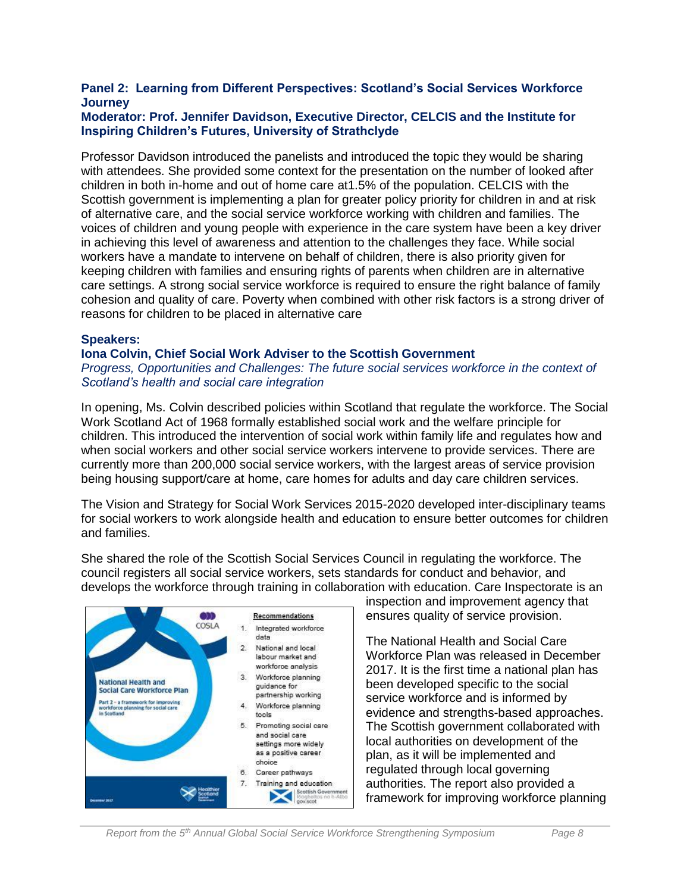**Panel 2: Learning from Different Perspectives: Scotland's Social Services Workforce Journey**
**Moderator: Prof. Jennifer Davidson, Executive Director, CELCIS and the Institute for Inspiring Children's Futures, University of Strathclyde**

Professor Davidson introduced the panelists and introduced the topic they would be sharing with attendees. She provided some context for the presentation on the number of looked after children in both in-home and out of home care at1.5% of the population. CELCIS with the Scottish government is implementing a plan for greater policy priority for children in and at risk of alternative care, and the social service workforce working with children and families. The voices of children and young people with experience in the care system have been a key driver in achieving this level of awareness and attention to the challenges they face. While social workers have a mandate to intervene on behalf of children, there is also priority given for keeping children with families and ensuring rights of parents when children are in alternative care settings. A strong social service workforce is required to ensure the right balance of family cohesion and quality of care. Poverty when combined with other risk factors is a strong driver of reasons for children to be placed in alternative care

**Speakers:**
**Iona Colvin, Chief Social Work Adviser to the Scottish Government**
*Progress, Opportunities and Challenges: The future social services workforce in the context of Scotland's health and social care integration*

In opening, Ms. Colvin described policies within Scotland that regulate the workforce. The Social Work Scotland Act of 1968 formally established social work and the welfare principle for children. This introduced the intervention of social work within family life and regulates how and when social workers and other social service workers intervene to provide services. There are currently more than 200,000 social service workers, with the largest areas of service provision being housing support/care at home, care homes for adults and day care children services.

The Vision and Strategy for Social Work Services 2015-2020 developed inter-disciplinary teams for social workers to work alongside health and education to ensure better outcomes for children and families.

She shared the role of the Scottish Social Services Council in regulating the workforce. The council registers all social service workers, sets standards for conduct and behavior, and develops the workforce through training in collaboration with education. Care Inspectorate is an inspection and improvement agency that ensures quality of service provision.

The National Health and Social Care Workforce Plan was released in December 2017. It is the first time a national plan has been developed specific to the social service workforce and is informed by evidence and strengths-based approaches. The Scottish government collaborated with local authorities on development of the plan, as it will be implemented and regulated through local governing authorities. The report also provided a framework for improving workforce planning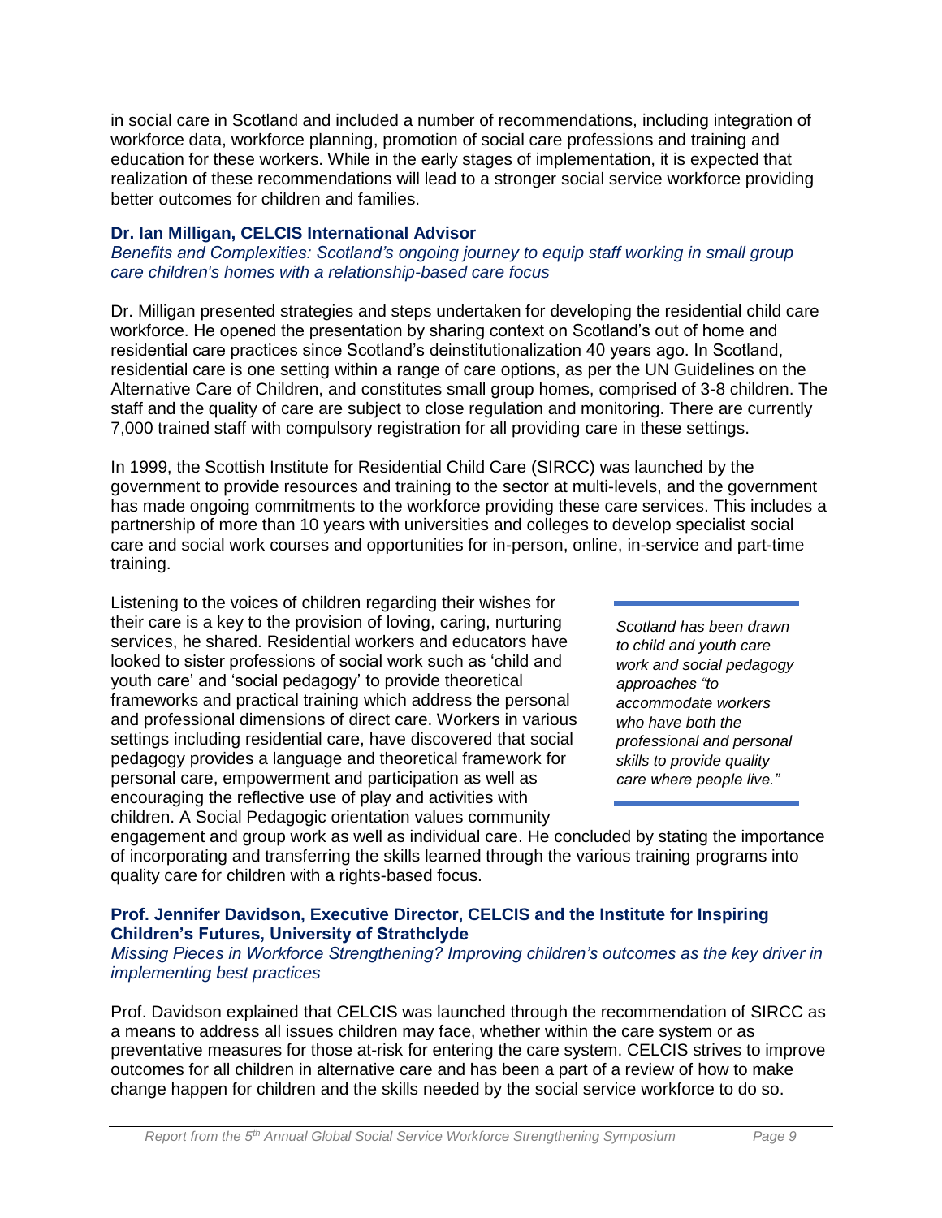in social care in Scotland and included a number of recommendations, including integration of workforce data, workforce planning, promotion of social care professions and training and education for these workers. While in the early stages of implementation, it is expected that realization of these recommendations will lead to a stronger social service workforce providing better outcomes for children and families.

**Dr. Ian Milligan, CELCIS International Advisor**
*Benefits and Complexities: Scotland's ongoing journey to equip staff working in small group care children's homes with a relationship-based care focus*

Dr. Milligan presented strategies and steps undertaken for developing the residential child care workforce. He opened the presentation by sharing context on Scotland's out of home and residential care practices since Scotland's deinstitutionalization 40 years ago. In Scotland, residential care is one setting within a range of care options, as per the UN Guidelines on the Alternative Care of Children, and constitutes small group homes, comprised of 3-8 children. The staff and the quality of care are subject to close regulation and monitoring. There are currently 7,000 trained staff with compulsory registration for all providing care in these settings.

In 1999, the Scottish Institute for Residential Child Care (SIRCC) was launched by the government to provide resources and training to the sector at multi-levels, and the government has made ongoing commitments to the workforce providing these care services. This includes a partnership of more than 10 years with universities and colleges to develop specialist social care and social work courses and opportunities for in-person, online, in-service and part-time training.

Listening to the voices of children regarding their wishes for their care is a key to the provision of loving, caring, nurturing services, he shared. Residential workers and educators have looked to sister professions of social work such as 'child and youth care' and 'social pedagogy' to provide theoretical frameworks and practical training which address the personal and professional dimensions of direct care. Workers in various settings including residential care, have discovered that social pedagogy provides a language and theoretical framework for personal care, empowerment and participation as well as encouraging the reflective use of play and activities with children. A Social Pedagogic orientation values community engagement and group work as well as individual care. He concluded by stating the importance of incorporating and transferring the skills learned through the various training programs into quality care for children with a rights-based focus.

> *Scotland has been drawn to child and youth care work and social pedagogy approaches "to accommodate workers who have both the professional and personal skills to provide quality care where people live."*

**Prof. Jennifer Davidson, Executive Director, CELCIS and the Institute for Inspiring Children's Futures, University of Strathclyde**
*Missing Pieces in Workforce Strengthening? Improving children's outcomes as the key driver in implementing best practices*

Prof. Davidson explained that CELCIS was launched through the recommendation of SIRCC as a means to address all issues children may face, whether within the care system or as preventative measures for those at-risk for entering the care system. CELCIS strives to improve outcomes for all children in alternative care and has been a part of a review of how to make change happen for children and the skills needed by the social service workforce to do so.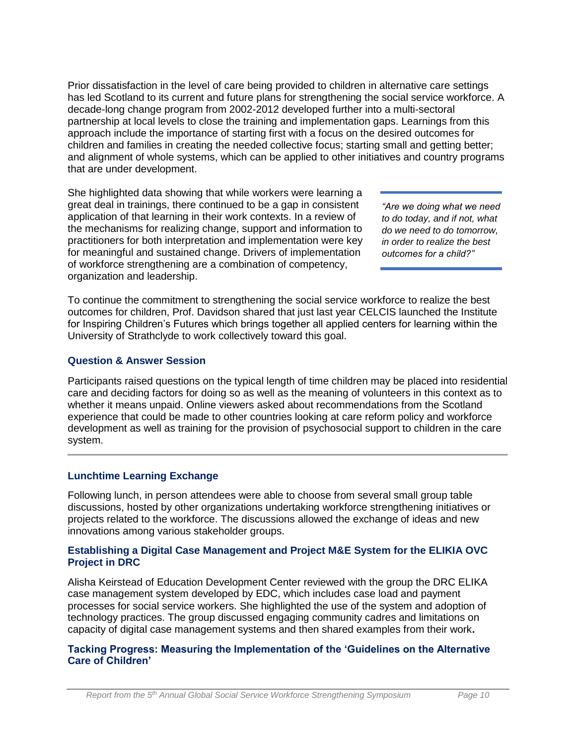Prior dissatisfaction in the level of care being provided to children in alternative care settings has led Scotland to its current and future plans for strengthening the social service workforce. A decade-long change program from 2002-2012 developed further into a multi-sectoral partnership at local levels to close the training and implementation gaps. Learnings from this approach include the importance of starting first with a focus on the desired outcomes for children and families in creating the needed collective focus; starting small and getting better; and alignment of whole systems, which can be applied to other initiatives and country programs that are under development.

She highlighted data showing that while workers were learning a great deal in trainings, there continued to be a gap in consistent application of that learning in their work contexts. In a review of the mechanisms for realizing change, support and information to practitioners for both interpretation and implementation were key for meaningful and sustained change. Drivers of implementation of workforce strengthening are a combination of competency, organization and leadership.

> *"Are we doing what we need to do today, and if not, what do we need to do tomorrow, in order to realize the best outcomes for a child?"*

To continue the commitment to strengthening the social service workforce to realize the best outcomes for children, Prof. Davidson shared that just last year CELCIS launched the Institute for Inspiring Children's Futures which brings together all applied centers for learning within the University of Strathclyde to work collectively toward this goal.

### Question & Answer Session

Participants raised questions on the typical length of time children may be placed into residential care and deciding factors for doing so as well as the meaning of volunteers in this context as to whether it means unpaid. Online viewers asked about recommendations from the Scotland experience that could be made to other countries looking at care reform policy and workforce development as well as training for the provision of psychosocial support to children in the care system.

---

### Lunchtime Learning Exchange

Following lunch, in person attendees were able to choose from several small group table discussions, hosted by other organizations undertaking workforce strengthening initiatives or projects related to the workforce. The discussions allowed the exchange of ideas and new innovations among various stakeholder groups.

#### Establishing a Digital Case Management and Project M&E System for the ELIKIA OVC Project in DRC

Alisha Keirstead of Education Development Center reviewed with the group the DRC ELIKA case management system developed by EDC, which includes case load and payment processes for social service workers. She highlighted the use of the system and adoption of technology practices. The group discussed engaging community cadres and limitations on capacity of digital case management systems and then shared examples from their work**.**

#### Tacking Progress: Measuring the Implementation of the 'Guidelines on the Alternative Care of Children'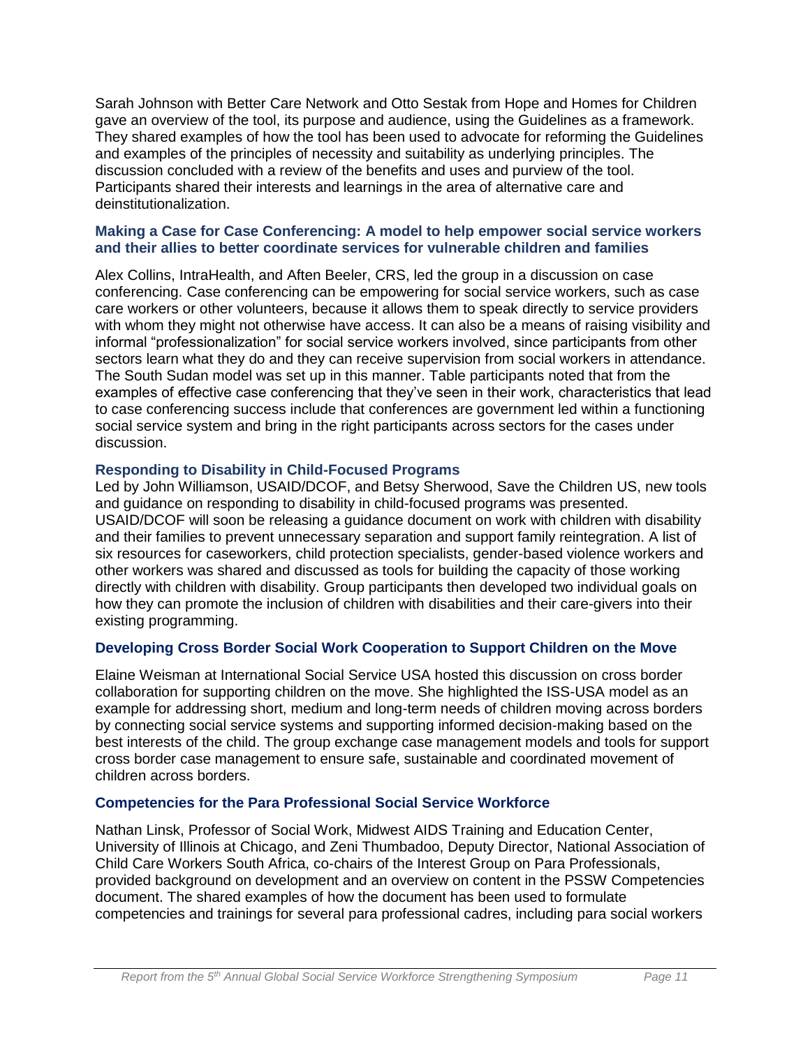Sarah Johnson with Better Care Network and Otto Sestak from Hope and Homes for Children gave an overview of the tool, its purpose and audience, using the Guidelines as a framework. They shared examples of how the tool has been used to advocate for reforming the Guidelines and examples of the principles of necessity and suitability as underlying principles. The discussion concluded with a review of the benefits and uses and purview of the tool. Participants shared their interests and learnings in the area of alternative care and deinstitutionalization.

### Making a Case for Case Conferencing: A model to help empower social service workers and their allies to better coordinate services for vulnerable children and families

Alex Collins, IntraHealth, and Aften Beeler, CRS, led the group in a discussion on case conferencing. Case conferencing can be empowering for social service workers, such as case care workers or other volunteers, because it allows them to speak directly to service providers with whom they might not otherwise have access. It can also be a means of raising visibility and informal "professionalization" for social service workers involved, since participants from other sectors learn what they do and they can receive supervision from social workers in attendance. The South Sudan model was set up in this manner. Table participants noted that from the examples of effective case conferencing that they've seen in their work, characteristics that lead to case conferencing success include that conferences are government led within a functioning social service system and bring in the right participants across sectors for the cases under discussion.

### Responding to Disability in Child-Focused Programs

Led by John Williamson, USAID/DCOF, and Betsy Sherwood, Save the Children US, new tools and guidance on responding to disability in child-focused programs was presented. USAID/DCOF will soon be releasing a guidance document on work with children with disability and their families to prevent unnecessary separation and support family reintegration. A list of six resources for caseworkers, child protection specialists, gender-based violence workers and other workers was shared and discussed as tools for building the capacity of those working directly with children with disability. Group participants then developed two individual goals on how they can promote the inclusion of children with disabilities and their care-givers into their existing programming.

### Developing Cross Border Social Work Cooperation to Support Children on the Move

Elaine Weisman at International Social Service USA hosted this discussion on cross border collaboration for supporting children on the move. She highlighted the ISS-USA model as an example for addressing short, medium and long-term needs of children moving across borders by connecting social service systems and supporting informed decision-making based on the best interests of the child. The group exchange case management models and tools for support cross border case management to ensure safe, sustainable and coordinated movement of children across borders.

### Competencies for the Para Professional Social Service Workforce

Nathan Linsk, Professor of Social Work, Midwest AIDS Training and Education Center, University of Illinois at Chicago, and Zeni Thumbadoo, Deputy Director, National Association of Child Care Workers South Africa, co-chairs of the Interest Group on Para Professionals, provided background on development and an overview on content in the PSSW Competencies document. The shared examples of how the document has been used to formulate competencies and trainings for several para professional cadres, including para social workers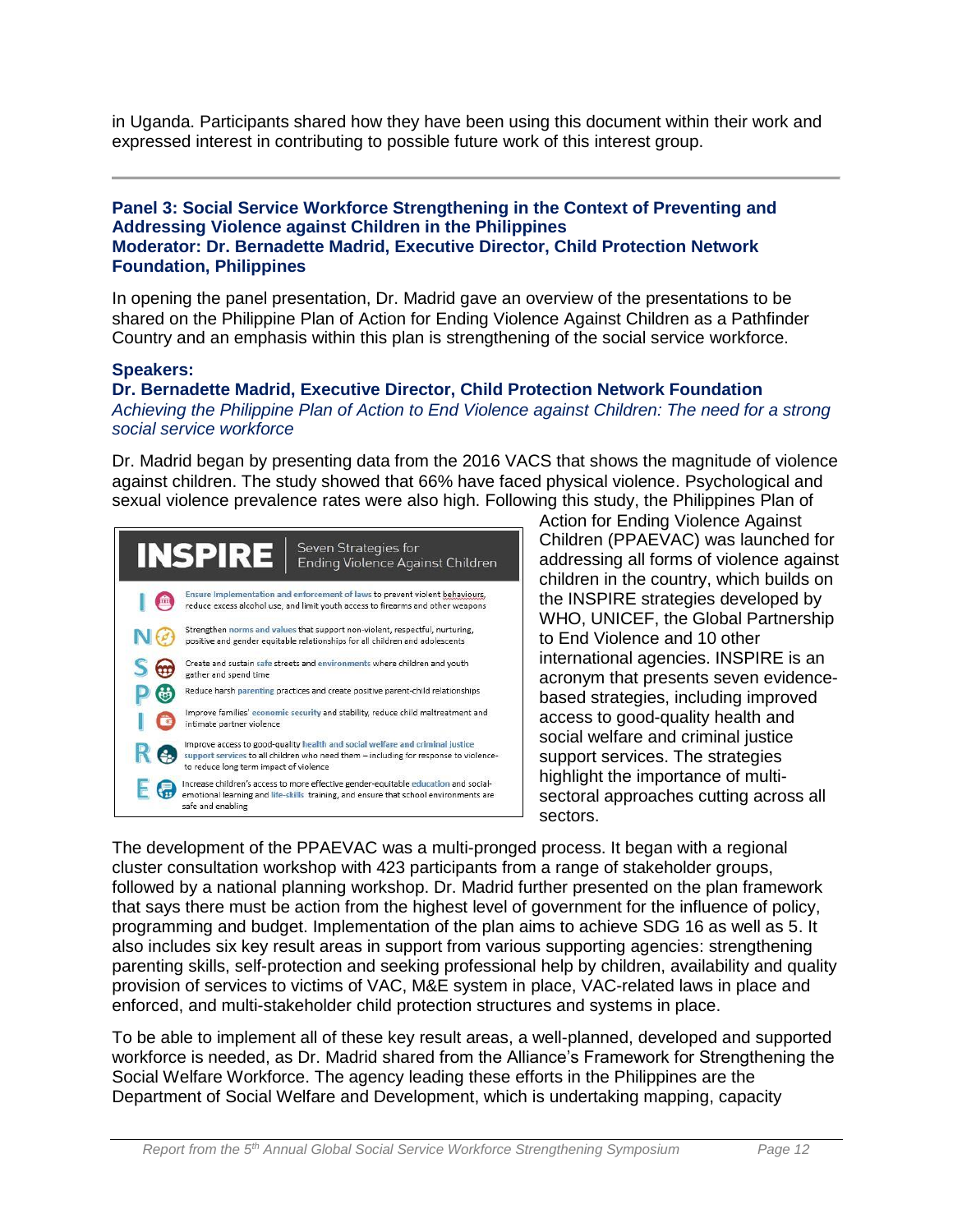in Uganda. Participants shared how they have been using this document within their work and expressed interest in contributing to possible future work of this interest group.

---

**Panel 3: Social Service Workforce Strengthening in the Context of Preventing and Addressing Violence against Children in the Philippines**
**Moderator: Dr. Bernadette Madrid, Executive Director, Child Protection Network Foundation, Philippines**

In opening the panel presentation, Dr. Madrid gave an overview of the presentations to be shared on the Philippine Plan of Action for Ending Violence Against Children as a Pathfinder Country and an emphasis within this plan is strengthening of the social service workforce.

**Speakers:**
**Dr. Bernadette Madrid, Executive Director, Child Protection Network Foundation**
*Achieving the Philippine Plan of Action to End Violence against Children: The need for a strong social service workforce*

Dr. Madrid began by presenting data from the 2016 VACS that shows the magnitude of violence against children. The study showed that 66% have faced physical violence. Psychological and sexual violence prevalence rates were also high. Following this study, the Philippines Plan of Action for Ending Violence Against Children (PPAEVAC) was launched for addressing all forms of violence against children in the country, which builds on the INSPIRE strategies developed by WHO, UNICEF, the Global Partnership to End Violence and 10 other international agencies. INSPIRE is an acronym that presents seven evidence-based strategies, including improved access to good-quality health and social welfare and criminal justice support services. The strategies highlight the importance of multi-sectoral approaches cutting across all sectors.

**INSPIRE** — Seven Strategies for Ending Violence Against Children

- **I** — Ensure implementation and enforcement of laws to prevent violent behaviours, reduce excess alcohol use, and limit youth access to firearms and other weapons
- **N** — Strengthen norms and values that support non-violent, respectful, nurturing, positive and gender equitable relationships for all children and adolescents
- **S** — Create and sustain safe streets and environments where children and youth gather and spend time
- **P** — Reduce harsh parenting practices and create positive parent-child relationships
- **I** — Improve families' economic security and stability, reduce child maltreatment and intimate partner violence
- **R** — Improve access to good-quality health and social welfare and criminal justice support services to all children who need them – including for response to violence- to reduce long term impact of violence
- **E** — Increase children's access to more effective gender-equitable education and social-emotional learning and life-skills training, and ensure that school environments are safe and enabling

The development of the PPAEVAC was a multi-pronged process. It began with a regional cluster consultation workshop with 423 participants from a range of stakeholder groups, followed by a national planning workshop. Dr. Madrid further presented on the plan framework that says there must be action from the highest level of government for the influence of policy, programming and budget. Implementation of the plan aims to achieve SDG 16 as well as 5. It also includes six key result areas in support from various supporting agencies: strengthening parenting skills, self-protection and seeking professional help by children, availability and quality provision of services to victims of VAC, M&E system in place, VAC-related laws in place and enforced, and multi-stakeholder child protection structures and systems in place.

To be able to implement all of these key result areas, a well-planned, developed and supported workforce is needed, as Dr. Madrid shared from the Alliance's Framework for Strengthening the Social Welfare Workforce. The agency leading these efforts in the Philippines are the Department of Social Welfare and Development, which is undertaking mapping, capacity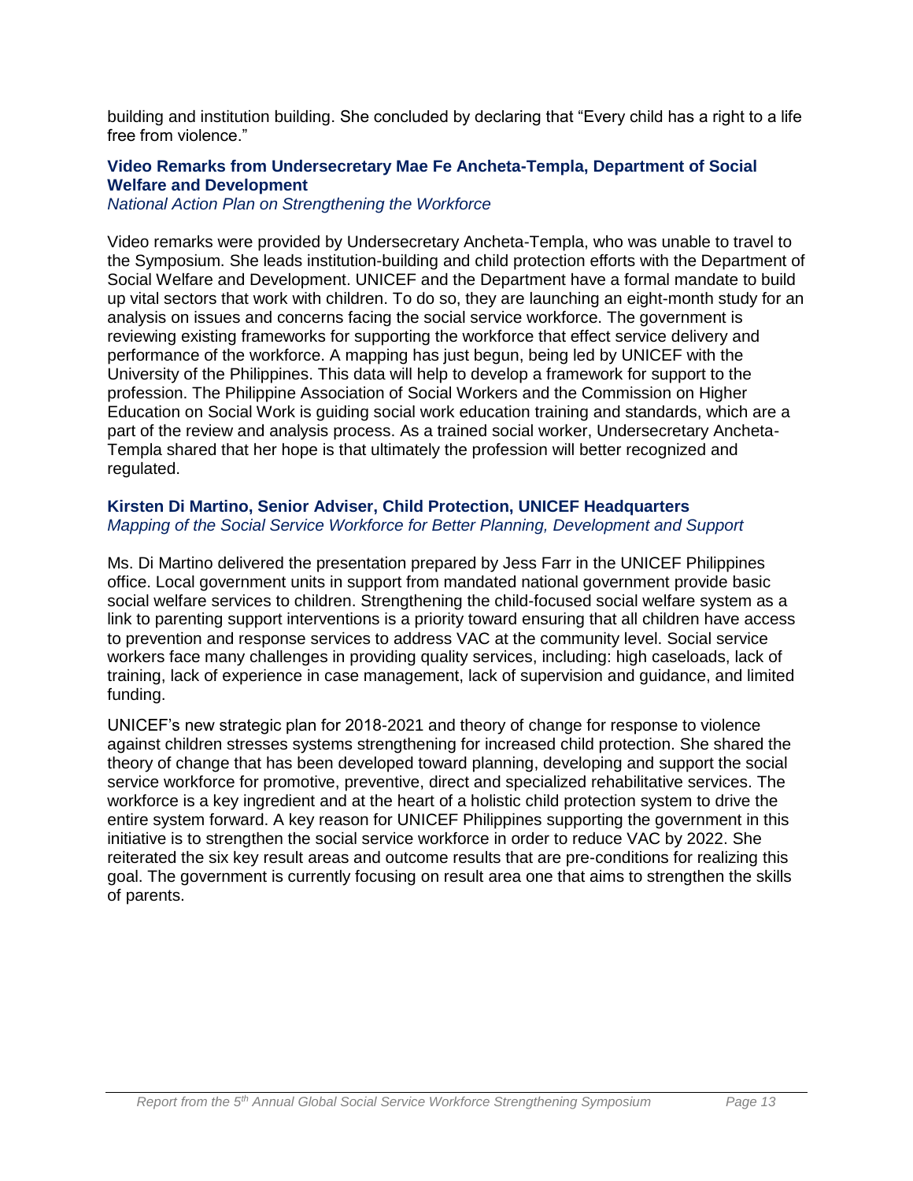building and institution building. She concluded by declaring that "Every child has a right to a life free from violence."

### Video Remarks from Undersecretary Mae Fe Ancheta-Templa, Department of Social Welfare and Development

*National Action Plan on Strengthening the Workforce*

Video remarks were provided by Undersecretary Ancheta-Templa, who was unable to travel to the Symposium. She leads institution-building and child protection efforts with the Department of Social Welfare and Development. UNICEF and the Department have a formal mandate to build up vital sectors that work with children. To do so, they are launching an eight-month study for an analysis on issues and concerns facing the social service workforce. The government is reviewing existing frameworks for supporting the workforce that effect service delivery and performance of the workforce. A mapping has just begun, being led by UNICEF with the University of the Philippines. This data will help to develop a framework for support to the profession. The Philippine Association of Social Workers and the Commission on Higher Education on Social Work is guiding social work education training and standards, which are a part of the review and analysis process. As a trained social worker, Undersecretary Ancheta-Templa shared that her hope is that ultimately the profession will better recognized and regulated.

### Kirsten Di Martino, Senior Adviser, Child Protection, UNICEF Headquarters

*Mapping of the Social Service Workforce for Better Planning, Development and Support*

Ms. Di Martino delivered the presentation prepared by Jess Farr in the UNICEF Philippines office. Local government units in support from mandated national government provide basic social welfare services to children. Strengthening the child-focused social welfare system as a link to parenting support interventions is a priority toward ensuring that all children have access to prevention and response services to address VAC at the community level. Social service workers face many challenges in providing quality services, including: high caseloads, lack of training, lack of experience in case management, lack of supervision and guidance, and limited funding.

UNICEF's new strategic plan for 2018-2021 and theory of change for response to violence against children stresses systems strengthening for increased child protection. She shared the theory of change that has been developed toward planning, developing and support the social service workforce for promotive, preventive, direct and specialized rehabilitative services. The workforce is a key ingredient and at the heart of a holistic child protection system to drive the entire system forward. A key reason for UNICEF Philippines supporting the government in this initiative is to strengthen the social service workforce in order to reduce VAC by 2022. She reiterated the six key result areas and outcome results that are pre-conditions for realizing this goal. The government is currently focusing on result area one that aims to strengthen the skills of parents.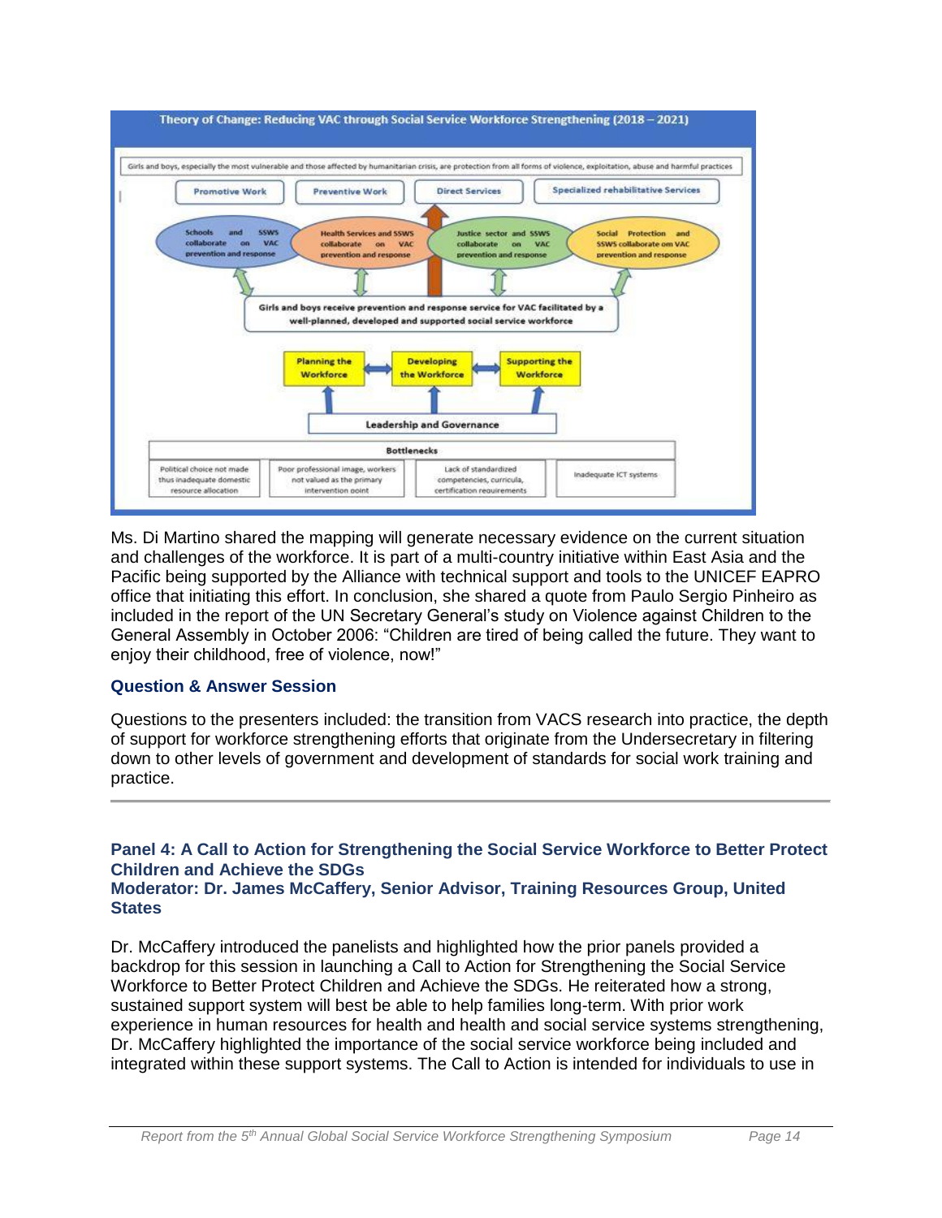**Theory of Change: Reducing VAC through Social Service Workforce Strengthening (2018 – 2021)**

Girls and boys, especially the most vulnerable and those affected by humanitarian crisis, are protection from all forms of violence, exploitation, abuse and harmful practices

Promotive Work | Preventive Work | Direct Services | Specialized rehabilitative Services

Schools and SSWS collaborate on VAC prevention and response

Health Services and SSWS collaborate on VAC prevention and response

Justice sector and SSWS collaborate on VAC prevention and response

Social Protection and SSWS collaborate on VAC prevention and response

Girls and boys receive prevention and response service for VAC facilitated by a well-planned, developed and supported social service workforce

Planning the Workforce | Developing the Workforce | Supporting the Workforce

Leadership and Governance

| Bottlenecks | | | |
|---|---|---|---|
| Political choice not made thus inadequate domestic resource allocation | Poor professional image, workers not valued as the primary intervention point | Lack of standardized competencies, curricula, certification requirements | Inadequate ICT systems |

Ms. Di Martino shared the mapping will generate necessary evidence on the current situation and challenges of the workforce. It is part of a multi-country initiative within East Asia and the Pacific being supported by the Alliance with technical support and tools to the UNICEF EAPRO office that initiating this effort. In conclusion, she shared a quote from Paulo Sergio Pinheiro as included in the report of the UN Secretary General's study on Violence against Children to the General Assembly in October 2006: "Children are tired of being called the future. They want to enjoy their childhood, free of violence, now!"

### Question & Answer Session

Questions to the presenters included: the transition from VACS research into practice, the depth of support for workforce strengthening efforts that originate from the Undersecretary in filtering down to other levels of government and development of standards for social work training and practice.

---

### Panel 4: A Call to Action for Strengthening the Social Service Workforce to Better Protect Children and Achieve the SDGs
### Moderator: Dr. James McCaffery, Senior Advisor, Training Resources Group, United States

Dr. McCaffery introduced the panelists and highlighted how the prior panels provided a backdrop for this session in launching a Call to Action for Strengthening the Social Service Workforce to Better Protect Children and Achieve the SDGs. He reiterated how a strong, sustained support system will best be able to help families long-term. With prior work experience in human resources for health and health and social service systems strengthening, Dr. McCaffery highlighted the importance of the social service workforce being included and integrated within these support systems. The Call to Action is intended for individuals to use in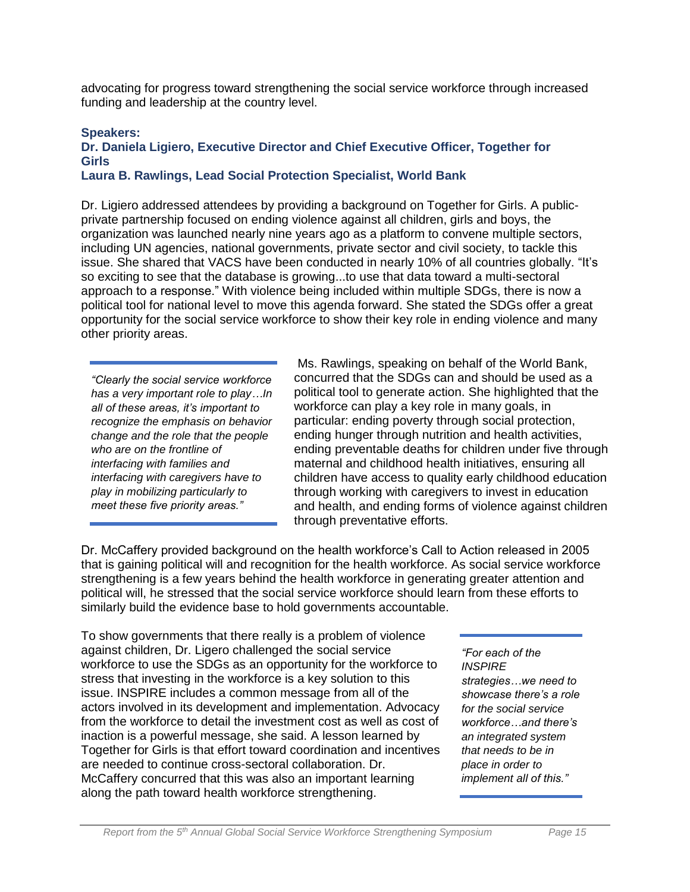advocating for progress toward strengthening the social service workforce through increased funding and leadership at the country level.

**Speakers:**
**Dr. Daniela Ligiero, Executive Director and Chief Executive Officer, Together for Girls**
**Laura B. Rawlings, Lead Social Protection Specialist, World Bank**

Dr. Ligiero addressed attendees by providing a background on Together for Girls. A public-private partnership focused on ending violence against all children, girls and boys, the organization was launched nearly nine years ago as a platform to convene multiple sectors, including UN agencies, national governments, private sector and civil society, to tackle this issue. She shared that VACS have been conducted in nearly 10% of all countries globally. "It's so exciting to see that the database is growing...to use that data toward a multi-sectoral approach to a response." With violence being included within multiple SDGs, there is now a political tool for national level to move this agenda forward. She stated the SDGs offer a great opportunity for the social service workforce to show their key role in ending violence and many other priority areas.

> *"Clearly the social service workforce has a very important role to play…In all of these areas, it's important to recognize the emphasis on behavior change and the role that the people who are on the frontline of interfacing with families and interfacing with caregivers have to play in mobilizing particularly to meet these five priority areas."*

Ms. Rawlings, speaking on behalf of the World Bank, concurred that the SDGs can and should be used as a political tool to generate action. She highlighted that the workforce can play a key role in many goals, in particular: ending poverty through social protection, ending hunger through nutrition and health activities, ending preventable deaths for children under five through maternal and childhood health initiatives, ensuring all children have access to quality early childhood education through working with caregivers to invest in education and health, and ending forms of violence against children through preventative efforts.

Dr. McCaffery provided background on the health workforce's Call to Action released in 2005 that is gaining political will and recognition for the health workforce. As social service workforce strengthening is a few years behind the health workforce in generating greater attention and political will, he stressed that the social service workforce should learn from these efforts to similarly build the evidence base to hold governments accountable.

To show governments that there really is a problem of violence against children, Dr. Ligero challenged the social service workforce to use the SDGs as an opportunity for the workforce to stress that investing in the workforce is a key solution to this issue. INSPIRE includes a common message from all of the actors involved in its development and implementation. Advocacy from the workforce to detail the investment cost as well as cost of inaction is a powerful message, she said. A lesson learned by Together for Girls is that effort toward coordination and incentives are needed to continue cross-sectoral collaboration. Dr. McCaffery concurred that this was also an important learning along the path toward health workforce strengthening.

> *"For each of the INSPIRE strategies…we need to showcase there's a role for the social service workforce…and there's an integrated system that needs to be in place in order to implement all of this."*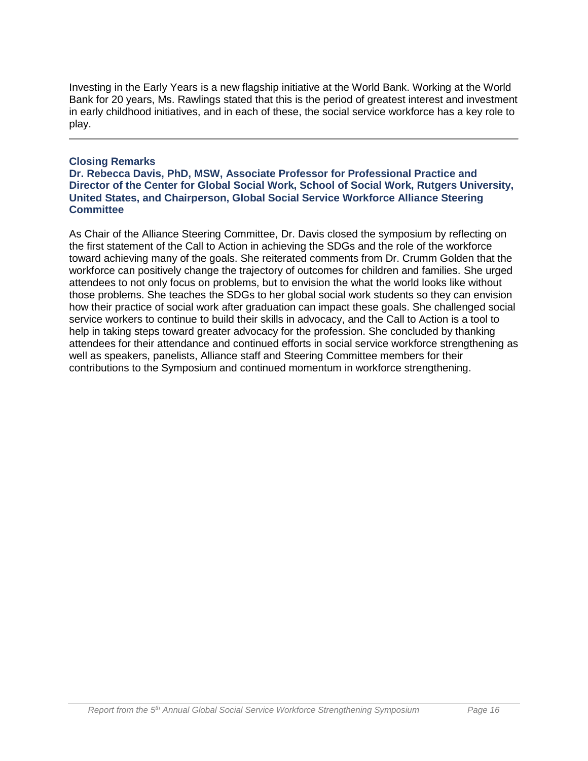Investing in the Early Years is a new flagship initiative at the World Bank. Working at the World Bank for 20 years, Ms. Rawlings stated that this is the period of greatest interest and investment in early childhood initiatives, and in each of these, the social service workforce has a key role to play.

---

### Closing Remarks

**Dr. Rebecca Davis, PhD, MSW, Associate Professor for Professional Practice and Director of the Center for Global Social Work, School of Social Work, Rutgers University, United States, and Chairperson, Global Social Service Workforce Alliance Steering Committee**

As Chair of the Alliance Steering Committee, Dr. Davis closed the symposium by reflecting on the first statement of the Call to Action in achieving the SDGs and the role of the workforce toward achieving many of the goals. She reiterated comments from Dr. Crumm Golden that the workforce can positively change the trajectory of outcomes for children and families. She urged attendees to not only focus on problems, but to envision the what the world looks like without those problems. She teaches the SDGs to her global social work students so they can envision how their practice of social work after graduation can impact these goals. She challenged social service workers to continue to build their skills in advocacy, and the Call to Action is a tool to help in taking steps toward greater advocacy for the profession. She concluded by thanking attendees for their attendance and continued efforts in social service workforce strengthening as well as speakers, panelists, Alliance staff and Steering Committee members for their contributions to the Symposium and continued momentum in workforce strengthening.